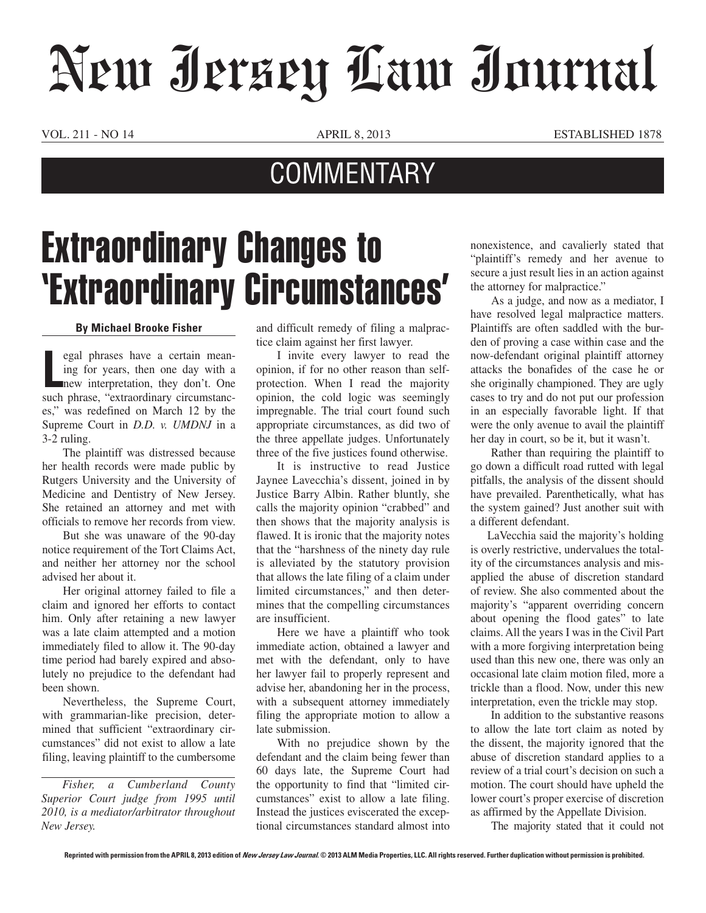# New Jersey Law Journal

VOL. 211 - NO 14 APRIL 8, 2013 ESTABLISHED 1878

## COMMENTARY

# Extraordinary Changes to 'Extraordinary Circumstances'

**By Michael Brooke Fisher**

Legal phrases have a certain meaning for years, then one day with a new interpretation, they don't. One such phrase, "extraordinary circumstances," was redefined on March 12 by the Supreme Court in *D.D. v. UMDNJ* in a 3-2 ruling.

The plaintiff was distressed because her health records were made public by Rutgers University and the University of Medicine and Dentistry of New Jersey. She retained an attorney and met with officials to remove her records from view.

But she was unaware of the 90-day notice requirement of the Tort Claims Act, and neither her attorney nor the school advised her about it.

Her original attorney failed to file a claim and ignored her efforts to contact him. Only after retaining a new lawyer was a late claim attempted and a motion immediately filed to allow it. The 90-day time period had barely expired and absolutely no prejudice to the defendant had been shown.

Nevertheless, the Supreme Court, with grammarian-like precision, determined that sufficient "extraordinary circumstances" did not exist to allow a late filing, leaving plaintiff to the cumbersome and difficult remedy of filing a malpractice claim against her first lawyer.

*Fisher, a Cumberland County Superior Court judge from 1995 until 2010, is a mediator/arbitrator throughout New Jersey.*

I invite every lawyer to read the opinion, if for no other reason than self-protection. When I read the majority opinion, the cold logic was seemingly impregnable. The trial court found such appropriate circumstances, as did two of the three appellate judges. Unfortunately three of the five justices found otherwise.

It is instructive to read Justice Jaynee Lavecchia's dissent, joined in by Justice Barry Albin. Rather bluntly, she calls the majority opinion "crabbed" and then shows that the majority analysis is flawed. It is ironic that the majority notes that the "harshness of the ninety day rule is alleviated by the statutory provision that allows the late filing of a claim under limited circumstances," and then determines that the compelling circumstances are insufficient.

Here we have a plaintiff who took immediate action, obtained a lawyer and met with the defendant, only to have her lawyer fail to properly represent and advise her, abandoning her in the process, with a subsequent attorney immediately filing the appropriate motion to allow a late submission.

With no prejudice shown by the defendant and the claim being fewer than 60 days late, the Supreme Court had the opportunity to find that "limited circumstances" exist to allow a late filing. Instead the justices eviscerated the exceptional circumstances standard almost into nonexistence, and cavalierly stated that "plaintiff's remedy and her avenue to secure a just result lies in an action against the attorney for malpractice."

As a judge, and now as a mediator, I have resolved legal malpractice matters. Plaintiffs are often saddled with the burden of proving a case within case and the now-defendant original plaintiff attorney attacks the bonafides of the case he or she originally championed. They are ugly cases to try and do not put our profession in an especially favorable light. If that were the only avenue to avail the plaintiff her day in court, so be it, but it wasn't.

Rather than requiring the plaintiff to go down a difficult road rutted with legal pitfalls, the analysis of the dissent should have prevailed. Parenthetically, what has the system gained? Just another suit with a different defendant.

LaVecchia said the majority's holding is overly restrictive, undervalues the totality of the circumstances analysis and misapplied the abuse of discretion standard of review. She also commented about the majority's "apparent overriding concern about opening the flood gates" to late claims. All the years I was in the Civil Part with a more forgiving interpretation being used than this new one, there was only an occasional late claim motion filed, more a trickle than a flood. Now, under this new interpretation, even the trickle may stop.

In addition to the substantive reasons to allow the late tort claim as noted by the dissent, the majority ignored that the abuse of discretion standard applies to a review of a trial court's decision on such a motion. The court should have upheld the lower court's proper exercise of discretion as affirmed by the Appellate Division.

The majority stated that it could not

Reprinted with permission from the APRIL 8, 2013 edition of *New Jersey Law Journal*. © 2013 ALM Media Properties, LLC. All rights reserved. Further duplication without permission is prohibited.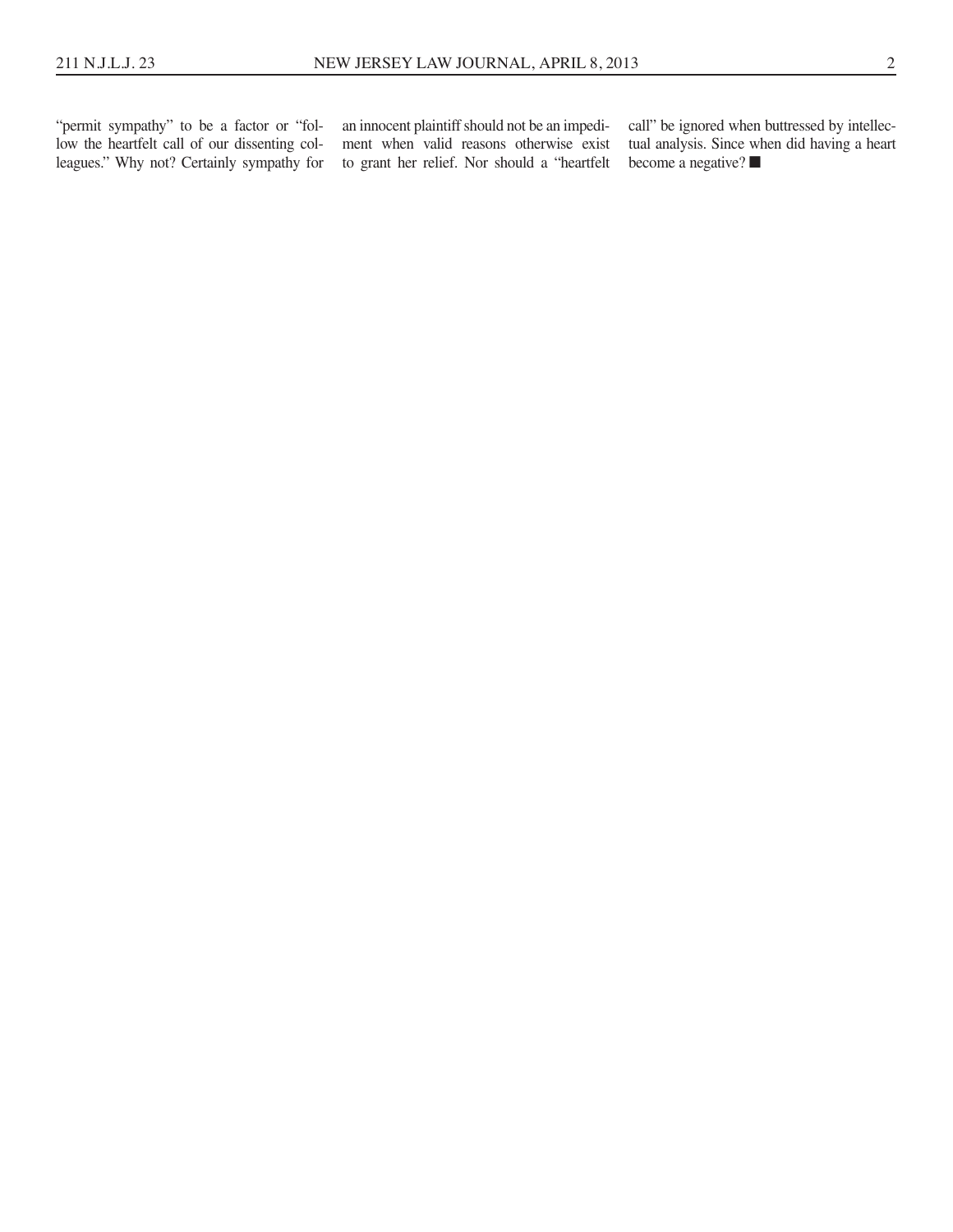"permit sympathy" to be a factor or "follow the heartfelt call of our dissenting colleagues." Why not? Certainly sympathy for an innocent plaintiff should not be an impediment when valid reasons otherwise exist to grant her relief. Nor should a "heartfelt call" be ignored when buttressed by intellectual analysis. Since when did having a heart become a negative? ■